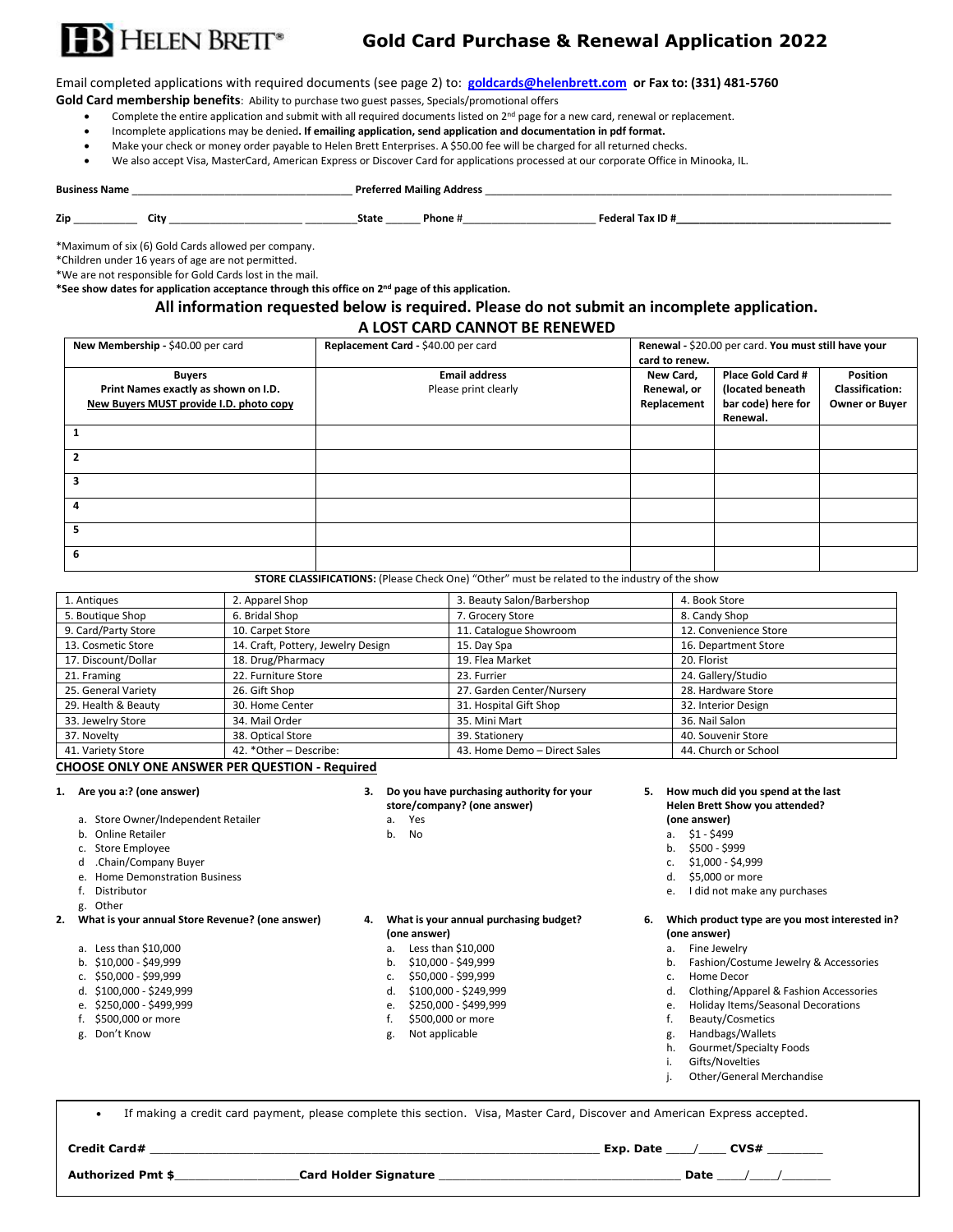# HELEN BRETT® Gold Card Purchase & Renewal Application 2022

Email completed applications with required documents (see page 2) to: **goldcards@helenbrett.com or Fax to: (331) 481-5760**

**Gold Card membership benefits**: Ability to purchase two guest passes, Specials/promotional offers

- Complete the entire application and submit with all required documents listed on 2nd page for a new card, renewal or replacement.
- Incomplete applications may be denied. **If emailing application, send application and documentation in pdf format.**
- Make your check or money order payable to Helen Brett Enterprises. A $50.00 fee will be charged for all returned checks.
- We also accept Visa, MasterCard, American Express or Discover Card for applications processed at our corporate Office in Minooka, IL.

**Business Name** ____________________ **Preferred Mailing Address** ____________________

**Zip** __________ **City** ____________________ **State** ______ **Phone #** ____________________ **Federal Tax ID #** ____________________

*Maximum of six (6) Gold Cards allowed per company.

*Children under 16 years of age are not permitted.

*We are not responsible for Gold Cards lost in the mail.

***See show dates for application acceptance through this office on 2nd page of this application.**

## All information requested below is required. Please do not submit an incomplete application.

## A LOST CARD CANNOT BE RENEWED

| New Membership - $40.00 per card | Replacement Card - $40.00 per card | Renewal - $20.00 per card. **You must still have your card to renew.** | | |
|---|---|---|---|---|
| **Buyers** **Print Names exactly as shown on I.D.** **New Buyers MUST provide I.D. photo copy** | **Email address** Please print clearly | **New Card, Renewal, or Replacement** | **Place Gold Card # (located beneath bar code) here for Renewal.** | **Position Classification: Owner or Buyer** |
| 1 | | | | |
| 2 | | | | |
| 3 | | | | |
| 4 | | | | |
| 5 | | | | |
| 6 | | | | |

**STORE CLASSIFICATIONS:** (Please Check One) "Other" must be related to the industry of the show

| | | | |
|---|---|---|---|
| 1. Antiques | 2. Apparel Shop | 3. Beauty Salon/Barbershop | 4. Book Store |
| 5. Boutique Shop | 6. Bridal Shop | 7. Grocery Store | 8. Candy Shop |
| 9. Card/Party Store | 10. Carpet Store | 11. Catalogue Showroom | 12. Convenience Store |
| 13. Cosmetic Store | 14. Craft, Pottery, Jewelry Design | 15. Day Spa | 16. Department Store |
| 17. Discount/Dollar | 18. Drug/Pharmacy | 19. Flea Market | 20. Florist |
| 21. Framing | 22. Furniture Store | 23. Furrier | 24. Gallery/Studio |
| 25. General Variety | 26. Gift Shop | 27. Garden Center/Nursery | 28. Hardware Store |
| 29. Health & Beauty | 30. Home Center | 31. Hospital Gift Shop | 32. Interior Design |
| 33. Jewelry Store | 34. Mail Order | 35. Mini Mart | 36. Nail Salon |
| 37. Novelty | 38. Optical Store | 39. Stationery | 40. Souvenir Store |
| 41. Variety Store | 42. *Other – Describe: | 43. Home Demo – Direct Sales | 44. Church or School |

**CHOOSE ONLY ONE ANSWER PER QUESTION - Required**

1. **Are you a:? (one answer)**
   - a. Store Owner/Independent Retailer
   - b. Online Retailer
   - c. Store Employee
   - d .Chain/Company Buyer
   - e. Home Demonstration Business
   - f. Distributor
   - g. Other

2. **What is your annual Store Revenue? (one answer)**
   - a. Less than $10,000
   - b. $10,000 - $49,999
   - c. $50,000 - $99,999
   - d. $100,000 - $249,999
   - e. $250,000 - $499,999
   - f. $500,000 or more
   - g. Don't Know

3. **Do you have purchasing authority for your store/company? (one answer)**
   - a. Yes
   - b. No

4. **What is your annual purchasing budget? (one answer)**
   - a. Less than $10,000
   - b. $10,000 - $49,999
   - c. $50,000 - $99,999
   - d. $100,000 - $249,999
   - e. $250,000 - $499,999
   - f. $500,000 or more
   - g. Not applicable

5. **How much did you spend at the last Helen Brett Show you attended? (one answer)**
   - a. $1 - $499
   - b. $500 - $999
   - c. $1,000 - $4,999
   - d. $5,000 or more
   - e. I did not make any purchases

6. **Which product type are you most interested in? (one answer)**
   - a. Fine Jewelry
   - b. Fashion/Costume Jewelry & Accessories
   - c. Home Decor
   - d. Clothing/Apparel & Fashion Accessories
   - e. Holiday Items/Seasonal Decorations
   - f. Beauty/Cosmetics
   - g. Handbags/Wallets
   - h. Gourmet/Specialty Foods
   - i. Gifts/Novelties
   - j. Other/General Merchandise

- If making a credit card payment, please complete this section. Visa, Master Card, Discover and American Express accepted.

**Credit Card#** ____________________ **Exp. Date** ____/____ **CVS#** ________

**Authorized Pmt $**__________ **Card Holder Signature** ____________________ **Date** ____/____/_______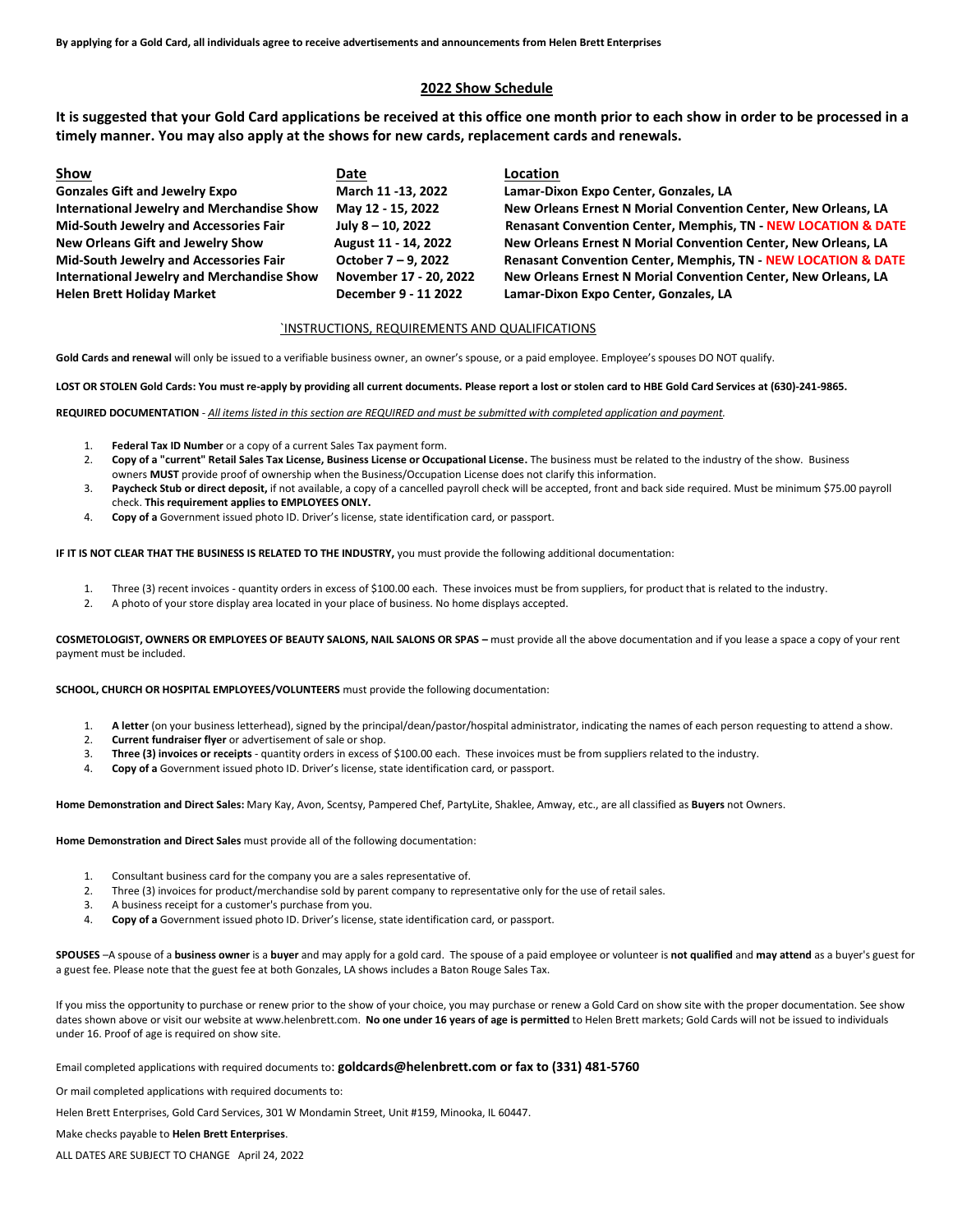**By applying for a Gold Card, all individuals agree to receive advertisements and announcements from Helen Brett Enterprises**

## 2022 Show Schedule

**It is suggested that your Gold Card applications be received at this office one month prior to each show in order to be processed in a timely manner. You may also apply at the shows for new cards, replacement cards and renewals.**

| Show | Date | Location |
|---|---|---|
| **Gonzales Gift and Jewelry Expo** | **March 11 -13, 2022** | **Lamar-Dixon Expo Center, Gonzales, LA** |
| **International Jewelry and Merchandise Show** | **May 12 - 15, 2022** | **New Orleans Ernest N Morial Convention Center, New Orleans, LA** |
| **Mid-South Jewelry and Accessories Fair** | **July 8 – 10, 2022** | **Renasant Convention Center, Memphis, TN - NEW LOCATION & DATE** |
| **New Orleans Gift and Jewelry Show** | **August 11 - 14, 2022** | **New Orleans Ernest N Morial Convention Center, New Orleans, LA** |
| **Mid-South Jewelry and Accessories Fair** | **October 7 – 9, 2022** | **Renasant Convention Center, Memphis, TN - NEW LOCATION & DATE** |
| **International Jewelry and Merchandise Show** | **November 17 - 20, 2022** | **New Orleans Ernest N Morial Convention Center, New Orleans, LA** |
| **Helen Brett Holiday Market** | **December 9 - 11 2022** | **Lamar-Dixon Expo Center, Gonzales, LA** |

`INSTRUCTIONS, REQUIREMENTS AND QUALIFICATIONS

**Gold Cards and renewal** will only be issued to a verifiable business owner, an owner's spouse, or a paid employee. Employee's spouses DO NOT qualify.

**LOST OR STOLEN Gold Cards: You must re-apply by providing all current documents. Please report a lost or stolen card to HBE Gold Card Services at (630)-241-9865.**

**REQUIRED DOCUMENTATION** - *All items listed in this section are REQUIRED and must be submitted with completed application and payment.*

1. **Federal Tax ID Number** or a copy of a current Sales Tax payment form.
2. **Copy of a "current" Retail Sales Tax License, Business License or Occupational License.** The business must be related to the industry of the show. Business owners **MUST** provide proof of ownership when the Business/Occupation License does not clarify this information.
3. **Paycheck Stub or direct deposit,** if not available, a copy of a cancelled payroll check will be accepted, front and back side required. Must be minimum $75.00 payroll check. **This requirement applies to EMPLOYEES ONLY.**
4. **Copy of a** Government issued photo ID. Driver's license, state identification card, or passport.

**IF IT IS NOT CLEAR THAT THE BUSINESS IS RELATED TO THE INDUSTRY,** you must provide the following additional documentation:

1. Three (3) recent invoices - quantity orders in excess of $100.00 each. These invoices must be from suppliers, for product that is related to the industry.
2. A photo of your store display area located in your place of business. No home displays accepted.

**COSMETOLOGIST, OWNERS OR EMPLOYEES OF BEAUTY SALONS, NAIL SALONS OR SPAS –** must provide all the above documentation and if you lease a space a copy of your rent payment must be included.

**SCHOOL, CHURCH OR HOSPITAL EMPLOYEES/VOLUNTEERS** must provide the following documentation:

1. **A letter** (on your business letterhead), signed by the principal/dean/pastor/hospital administrator, indicating the names of each person requesting to attend a show.
2. **Current fundraiser flyer** or advertisement of sale or shop.
3. **Three (3) invoices or receipts** - quantity orders in excess of $100.00 each. These invoices must be from suppliers related to the industry.
4. **Copy of a** Government issued photo ID. Driver's license, state identification card, or passport.

**Home Demonstration and Direct Sales:** Mary Kay, Avon, Scentsy, Pampered Chef, PartyLite, Shaklee, Amway, etc., are all classified as **Buyers** not Owners.

**Home Demonstration and Direct Sales** must provide all of the following documentation:

1. Consultant business card for the company you are a sales representative of.
2. Three (3) invoices for product/merchandise sold by parent company to representative only for the use of retail sales.
3. A business receipt for a customer's purchase from you.
4. **Copy of a** Government issued photo ID. Driver's license, state identification card, or passport.

**SPOUSES** –A spouse of a **business owner** is a **buyer** and may apply for a gold card. The spouse of a paid employee or volunteer is **not qualified** and **may attend** as a buyer's guest for a guest fee. Please note that the guest fee at both Gonzales, LA shows includes a Baton Rouge Sales Tax.

If you miss the opportunity to purchase or renew prior to the show of your choice, you may purchase or renew a Gold Card on show site with the proper documentation. See show dates shown above or visit our website at www.helenbrett.com. **No one under 16 years of age is permitted** to Helen Brett markets; Gold Cards will not be issued to individuals under 16. Proof of age is required on show site.

Email completed applications with required documents to: **goldcards@helenbrett.com or fax to (331) 481-5760**

Or mail completed applications with required documents to:

Helen Brett Enterprises, Gold Card Services, 301 W Mondamin Street, Unit #159, Minooka, IL 60447.

Make checks payable to **Helen Brett Enterprises**.

ALL DATES ARE SUBJECT TO CHANGE April 24, 2022